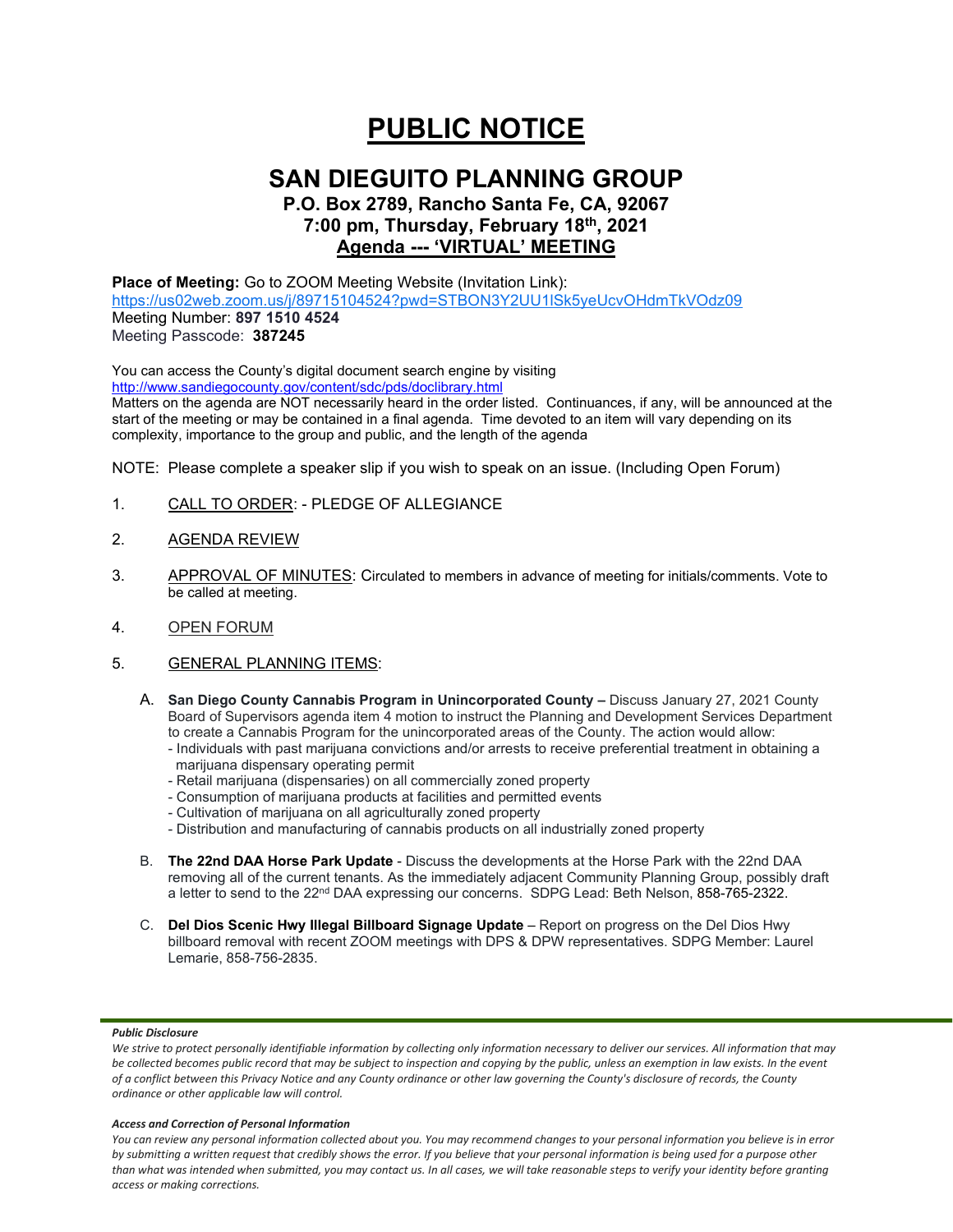# PUBLIC NOTICE

## SAN DIEGUITO PLANNING GROUP

### P.O. Box 2789, Rancho Santa Fe, CA, 92067
### 7:00 pm, Thursday, February 18th, 2021
### Agenda --- 'VIRTUAL' MEETING

**Place of Meeting:** Go to ZOOM Meeting Website (Invitation Link):
https://us02web.zoom.us/j/89715104524?pwd=STBON3Y2UU1lSk5yeUcvOHdmTkVOdz09
Meeting Number: **897 1510 4524**
Meeting Passcode: **387245**

You can access the County's digital document search engine by visiting
http://www.sandiegocounty.gov/content/sdc/pds/doclibrary.html
Matters on the agenda are NOT necessarily heard in the order listed. Continuances, if any, will be announced at the start of the meeting or may be contained in a final agenda. Time devoted to an item will vary depending on its complexity, importance to the group and public, and the length of the agenda

NOTE: Please complete a speaker slip if you wish to speak on an issue. (Including Open Forum)

1. CALL TO ORDER: - PLEDGE OF ALLEGIANCE

2. AGENDA REVIEW

3. APPROVAL OF MINUTES: Circulated to members in advance of meeting for initials/comments. Vote to be called at meeting.

4. OPEN FORUM

5. GENERAL PLANNING ITEMS:

   A. **San Diego County Cannabis Program in Unincorporated County –** Discuss January 27, 2021 County Board of Supervisors agenda item 4 motion to instruct the Planning and Development Services Department to create a Cannabis Program for the unincorporated areas of the County. The action would allow:
      - Individuals with past marijuana convictions and/or arrests to receive preferential treatment in obtaining a marijuana dispensary operating permit
      - Retail marijuana (dispensaries) on all commercially zoned property
      - Consumption of marijuana products at facilities and permitted events
      - Cultivation of marijuana on all agriculturally zoned property
      - Distribution and manufacturing of cannabis products on all industrially zoned property

   B. **The 22nd DAA Horse Park Update** - Discuss the developments at the Horse Park with the 22nd DAA removing all of the current tenants. As the immediately adjacent Community Planning Group, possibly draft a letter to send to the 22nd DAA expressing our concerns. SDPG Lead: Beth Nelson, 858-765-2322.

   C. **Del Dios Scenic Hwy Illegal Billboard Signage Update** – Report on progress on the Del Dios Hwy billboard removal with recent ZOOM meetings with DPS & DPW representatives. SDPG Member: Laurel Lemarie, 858-756-2835.

***Public Disclosure***

*We strive to protect personally identifiable information by collecting only information necessary to deliver our services. All information that may be collected becomes public record that may be subject to inspection and copying by the public, unless an exemption in law exists. In the event of a conflict between this Privacy Notice and any County ordinance or other law governing the County's disclosure of records, the County ordinance or other applicable law will control.*

***Access and Correction of Personal Information***

*You can review any personal information collected about you. You may recommend changes to your personal information you believe is in error by submitting a written request that credibly shows the error. If you believe that your personal information is being used for a purpose other than what was intended when submitted, you may contact us. In all cases, we will take reasonable steps to verify your identity before granting access or making corrections.*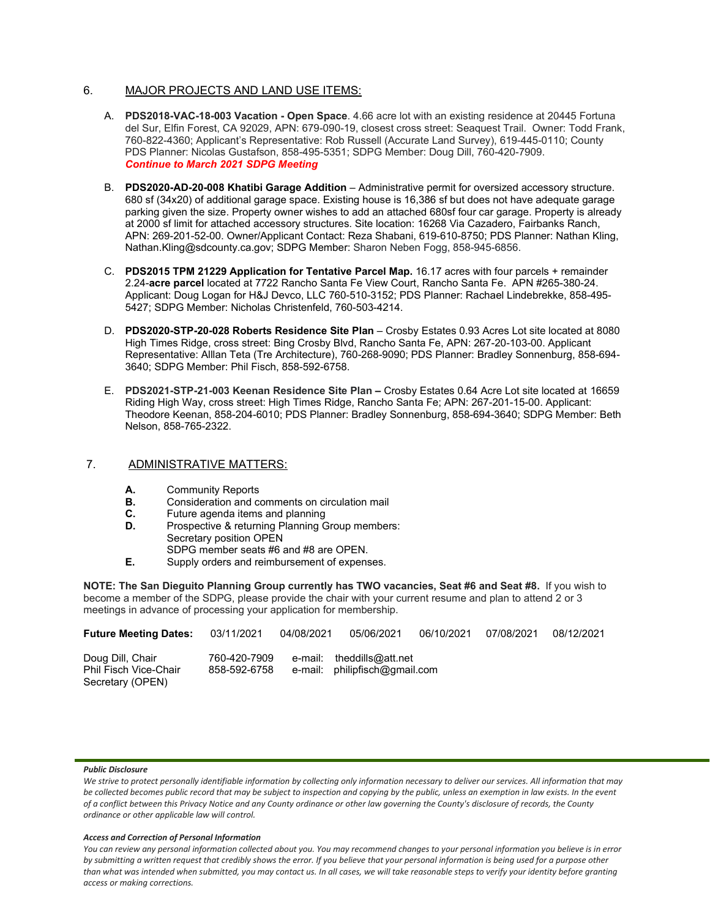6. MAJOR PROJECTS AND LAND USE ITEMS:

A. **PDS2018-VAC-18-003 Vacation - Open Space**. 4.66 acre lot with an existing residence at 20445 Fortuna del Sur, Elfin Forest, CA 92029, APN: 679-090-19, closest cross street: Seaquest Trail. Owner: Todd Frank, 760-822-4360; Applicant's Representative: Rob Russell (Accurate Land Survey), 619-445-0110; County PDS Planner: Nicolas Gustafson, 858-495-5351; SDPG Member: Doug Dill, 760-420-7909.
***Continue to March 2021 SDPG Meeting***

B. **PDS2020-AD-20-008 Khatibi Garage Addition** – Administrative permit for oversized accessory structure. 680 sf (34x20) of additional garage space. Existing house is 16,386 sf but does not have adequate garage parking given the size. Property owner wishes to add an attached 680sf four car garage. Property is already at 2000 sf limit for attached accessory structures. Site location: 16268 Via Cazadero, Fairbanks Ranch, APN: 269-201-52-00. Owner/Applicant Contact: Reza Shabani, 619-610-8750; PDS Planner: Nathan Kling, Nathan.Kling@sdcounty.ca.gov; SDPG Member: Sharon Neben Fogg, 858-945-6856.

C. **PDS2015 TPM 21229 Application for Tentative Parcel Map.** 16.17 acres with four parcels + remainder 2.24-**acre parcel** located at 7722 Rancho Santa Fe View Court, Rancho Santa Fe. APN #265-380-24. Applicant: Doug Logan for H&J Devco, LLC 760-510-3152; PDS Planner: Rachael Lindebrekke, 858-495-5427; SDPG Member: Nicholas Christenfeld, 760-503-4214.

D. **PDS2020-STP-20-028 Roberts Residence Site Plan** – Crosby Estates 0.93 Acres Lot site located at 8080 High Times Ridge, cross street: Bing Crosby Blvd, Rancho Santa Fe, APN: 267-20-103-00. Applicant Representative: Alllan Teta (Tre Architecture), 760-268-9090; PDS Planner: Bradley Sonnenburg, 858-694-3640; SDPG Member: Phil Fisch, 858-592-6758.

E. **PDS2021-STP-21-003 Keenan Residence Site Plan –** Crosby Estates 0.64 Acre Lot site located at 16659 Riding High Way, cross street: High Times Ridge, Rancho Santa Fe; APN: 267-201-15-00. Applicant: Theodore Keenan, 858-204-6010; PDS Planner: Bradley Sonnenburg, 858-694-3640; SDPG Member: Beth Nelson, 858-765-2322.

7. ADMINISTRATIVE MATTERS:

**A.** Community Reports
**B.** Consideration and comments on circulation mail
**C.** Future agenda items and planning
**D.** Prospective & returning Planning Group members:
Secretary position OPEN
SDPG member seats #6 and #8 are OPEN.
**E.** Supply orders and reimbursement of expenses.

**NOTE: The San Dieguito Planning Group currently has TWO vacancies, Seat #6 and Seat #8.** If you wish to become a member of the SDPG, please provide the chair with your current resume and plan to attend 2 or 3 meetings in advance of processing your application for membership.

**Future Meeting Dates:** 03/11/2021 04/08/2021 05/06/2021 06/10/2021 07/08/2021 08/12/2021

Doug Dill, Chair 760-420-7909 e-mail: theddills@att.net
Phil Fisch Vice-Chair 858-592-6758 e-mail: philipfisch@gmail.com
Secretary (OPEN)

***Public Disclosure***

*We strive to protect personally identifiable information by collecting only information necessary to deliver our services. All information that may be collected becomes public record that may be subject to inspection and copying by the public, unless an exemption in law exists. In the event of a conflict between this Privacy Notice and any County ordinance or other law governing the County's disclosure of records, the County ordinance or other applicable law will control.*

***Access and Correction of Personal Information***

*You can review any personal information collected about you. You may recommend changes to your personal information you believe is in error by submitting a written request that credibly shows the error. If you believe that your personal information is being used for a purpose other than what was intended when submitted, you may contact us. In all cases, we will take reasonable steps to verify your identity before granting access or making corrections.*